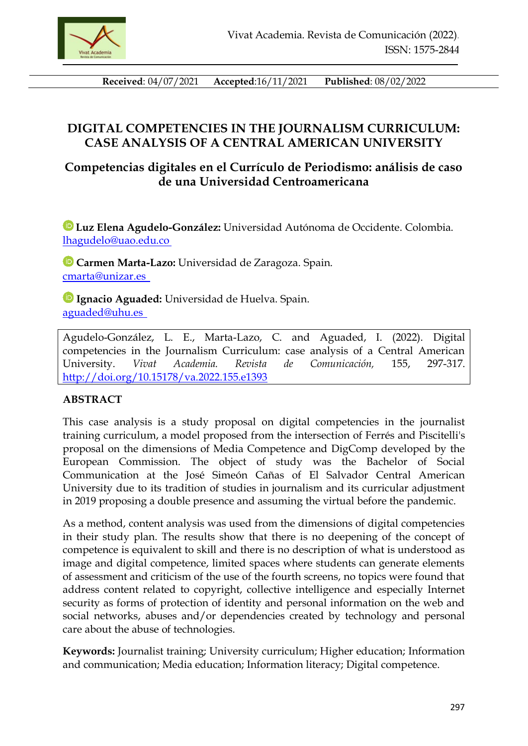**Received**: 04/07/2021 **Accepted**:16/11/2021 **Published**: 08/02/2022

# DIGITAL COMPETENCIES IN THE JOURNALISM CURRICULUM: CASE ANALYSIS OF A CENTRAL AMERICAN UNIVERSITY

## Competencias digitales en el Currículo de Periodismo: análisis de caso de una Universidad Centroamericana

**Luz Elena Agudelo-González:** Universidad Autónoma de Occidente. Colombia. lhagudelo@uao.edu.co

**Carmen Marta-Lazo:** Universidad de Zaragoza. Spain. cmarta@unizar.es

**Ignacio Aguaded:** Universidad de Huelva. Spain. aguaded@uhu.es

Agudelo-González, L. E., Marta-Lazo, C. and Aguaded, I. (2022). Digital competencies in the Journalism Curriculum: case analysis of a Central American University. *Vivat Academia. Revista de Comunicación,* 155, 297-317. http://doi.org/10.15178/va.2022.155.e1393

### ABSTRACT

This case analysis is a study proposal on digital competencies in the journalist training curriculum, a model proposed from the intersection of Ferrés and Piscitelli's proposal on the dimensions of Media Competence and DigComp developed by the European Commission. The object of study was the Bachelor of Social Communication at the José Simeón Cañas of El Salvador Central American University due to its tradition of studies in journalism and its curricular adjustment in 2019 proposing a double presence and assuming the virtual before the pandemic.

As a method, content analysis was used from the dimensions of digital competencies in their study plan. The results show that there is no deepening of the concept of competence is equivalent to skill and there is no description of what is understood as image and digital competence, limited spaces where students can generate elements of assessment and criticism of the use of the fourth screens, no topics were found that address content related to copyright, collective intelligence and especially Internet security as forms of protection of identity and personal information on the web and social networks, abuses and/or dependencies created by technology and personal care about the abuse of technologies.

**Keywords:** Journalist training; University curriculum; Higher education; Information and communication; Media education; Information literacy; Digital competence.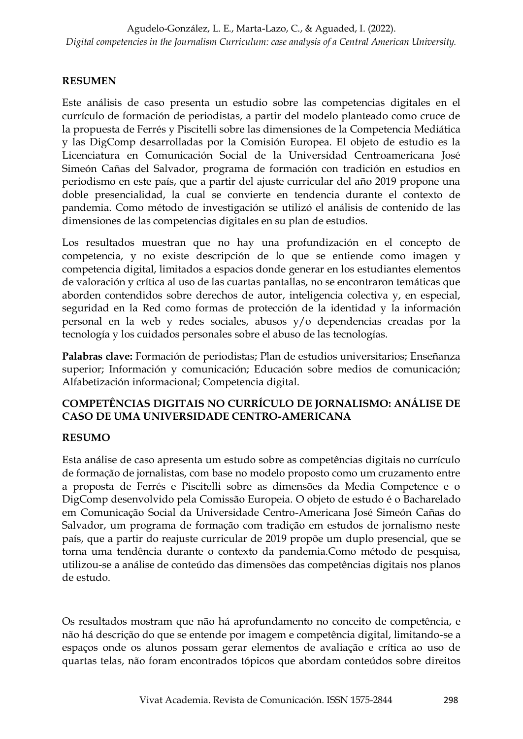## RESUMEN

Este análisis de caso presenta un estudio sobre las competencias digitales en el currículo de formación de periodistas, a partir del modelo planteado como cruce de la propuesta de Ferrés y Piscitelli sobre las dimensiones de la Competencia Mediática y las DigComp desarrolladas por la Comisión Europea. El objeto de estudio es la Licenciatura en Comunicación Social de la Universidad Centroamericana José Simeón Cañas del Salvador, programa de formación con tradición en estudios en periodismo en este país, que a partir del ajuste curricular del año 2019 propone una doble presencialidad, la cual se convierte en tendencia durante el contexto de pandemia. Como método de investigación se utilizó el análisis de contenido de las dimensiones de las competencias digitales en su plan de estudios.

Los resultados muestran que no hay una profundización en el concepto de competencia, y no existe descripción de lo que se entiende como imagen y competencia digital, limitados a espacios donde generar en los estudiantes elementos de valoración y crítica al uso de las cuartas pantallas, no se encontraron temáticas que aborden contendidos sobre derechos de autor, inteligencia colectiva y, en especial, seguridad en la Red como formas de protección de la identidad y la información personal en la web y redes sociales, abusos y/o dependencias creadas por la tecnología y los cuidados personales sobre el abuso de las tecnologías.

**Palabras clave:** Formación de periodistas; Plan de estudios universitarios; Enseñanza superior; Información y comunicación; Educación sobre medios de comunicación; Alfabetización informacional; Competencia digital.

## COMPETÊNCIAS DIGITAIS NO CURRÍCULO DE JORNALISMO: ANÁLISE DE CASO DE UMA UNIVERSIDADE CENTRO-AMERICANA

## RESUMO

Esta análise de caso apresenta um estudo sobre as competências digitais no currículo de formação de jornalistas, com base no modelo proposto como um cruzamento entre a proposta de Ferrés e Piscitelli sobre as dimensões da Media Competence e o DigComp desenvolvido pela Comissão Europeia. O objeto de estudo é o Bacharelado em Comunicação Social da Universidade Centro-Americana José Simeón Cañas do Salvador, um programa de formação com tradição em estudos de jornalismo neste país, que a partir do reajuste curricular de 2019 propõe um duplo presencial, que se torna uma tendência durante o contexto da pandemia.Como método de pesquisa, utilizou-se a análise de conteúdo das dimensões das competências digitais nos planos de estudo.

Os resultados mostram que não há aprofundamento no conceito de competência, e não há descrição do que se entende por imagem e competência digital, limitando-se a espaços onde os alunos possam gerar elementos de avaliação e crítica ao uso de quartas telas, não foram encontrados tópicos que abordam conteúdos sobre direitos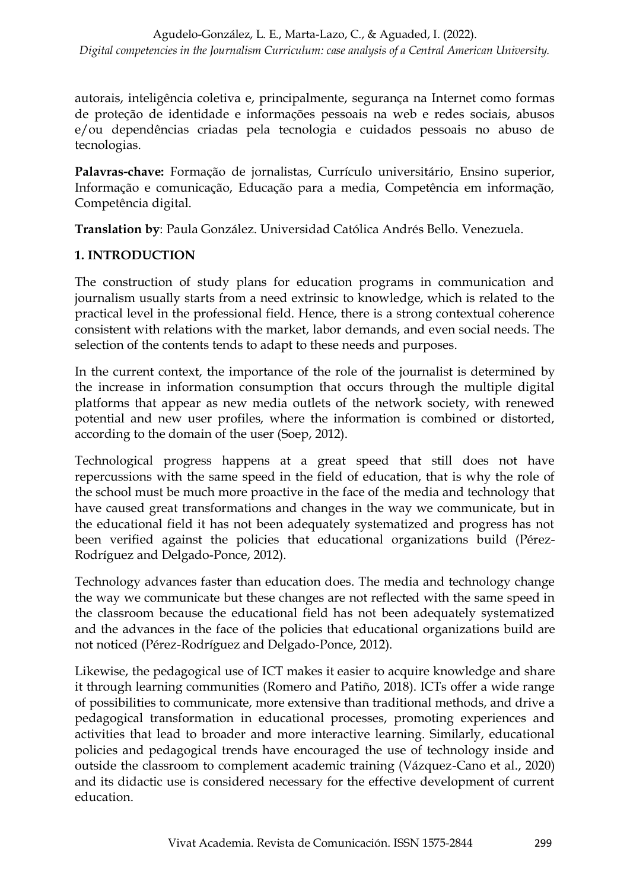autorais, inteligência coletiva e, principalmente, segurança na Internet como formas de proteção de identidade e informações pessoais na web e redes sociais, abusos e/ou dependências criadas pela tecnologia e cuidados pessoais no abuso de tecnologias.

**Palavras-chave:** Formação de jornalistas, Currículo universitário, Ensino superior, Informação e comunicação, Educação para a media, Competência em informação, Competência digital.

**Translation by**: Paula González. Universidad Católica Andrés Bello. Venezuela.

## 1. INTRODUCTION

The construction of study plans for education programs in communication and journalism usually starts from a need extrinsic to knowledge, which is related to the practical level in the professional field. Hence, there is a strong contextual coherence consistent with relations with the market, labor demands, and even social needs. The selection of the contents tends to adapt to these needs and purposes.

In the current context, the importance of the role of the journalist is determined by the increase in information consumption that occurs through the multiple digital platforms that appear as new media outlets of the network society, with renewed potential and new user profiles, where the information is combined or distorted, according to the domain of the user (Soep, 2012).

Technological progress happens at a great speed that still does not have repercussions with the same speed in the field of education, that is why the role of the school must be much more proactive in the face of the media and technology that have caused great transformations and changes in the way we communicate, but in the educational field it has not been adequately systematized and progress has not been verified against the policies that educational organizations build (Pérez-Rodríguez and Delgado-Ponce, 2012).

Technology advances faster than education does. The media and technology change the way we communicate but these changes are not reflected with the same speed in the classroom because the educational field has not been adequately systematized and the advances in the face of the policies that educational organizations build are not noticed (Pérez-Rodríguez and Delgado-Ponce, 2012).

Likewise, the pedagogical use of ICT makes it easier to acquire knowledge and share it through learning communities (Romero and Patiño, 2018). ICTs offer a wide range of possibilities to communicate, more extensive than traditional methods, and drive a pedagogical transformation in educational processes, promoting experiences and activities that lead to broader and more interactive learning. Similarly, educational policies and pedagogical trends have encouraged the use of technology inside and outside the classroom to complement academic training (Vázquez-Cano et al., 2020) and its didactic use is considered necessary for the effective development of current education.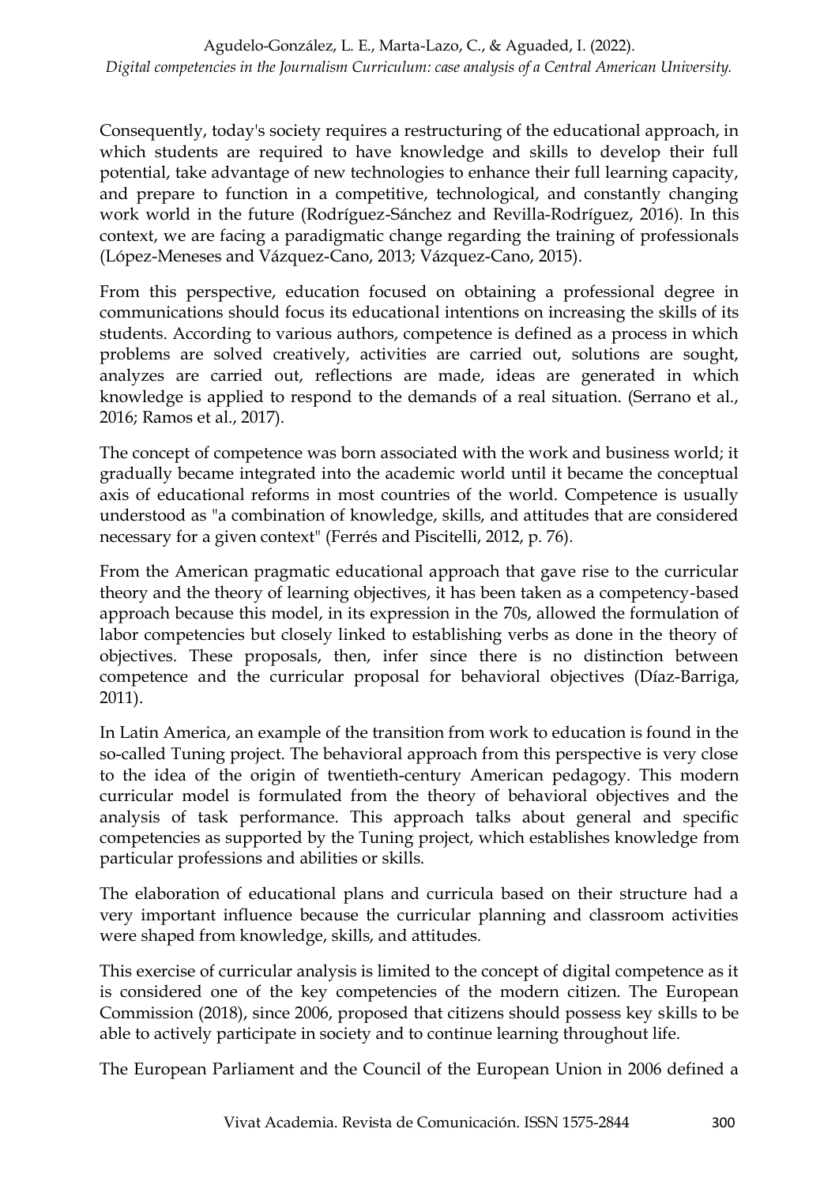Consequently, today's society requires a restructuring of the educational approach, in which students are required to have knowledge and skills to develop their full potential, take advantage of new technologies to enhance their full learning capacity, and prepare to function in a competitive, technological, and constantly changing work world in the future (Rodríguez-Sánchez and Revilla-Rodríguez, 2016). In this context, we are facing a paradigmatic change regarding the training of professionals (López-Meneses and Vázquez-Cano, 2013; Vázquez-Cano, 2015).

From this perspective, education focused on obtaining a professional degree in communications should focus its educational intentions on increasing the skills of its students. According to various authors, competence is defined as a process in which problems are solved creatively, activities are carried out, solutions are sought, analyzes are carried out, reflections are made, ideas are generated in which knowledge is applied to respond to the demands of a real situation. (Serrano et al., 2016; Ramos et al., 2017).

The concept of competence was born associated with the work and business world; it gradually became integrated into the academic world until it became the conceptual axis of educational reforms in most countries of the world. Competence is usually understood as "a combination of knowledge, skills, and attitudes that are considered necessary for a given context" (Ferrés and Piscitelli, 2012, p. 76).

From the American pragmatic educational approach that gave rise to the curricular theory and the theory of learning objectives, it has been taken as a competency-based approach because this model, in its expression in the 70s, allowed the formulation of labor competencies but closely linked to establishing verbs as done in the theory of objectives. These proposals, then, infer since there is no distinction between competence and the curricular proposal for behavioral objectives (Díaz-Barriga, 2011).

In Latin America, an example of the transition from work to education is found in the so-called Tuning project. The behavioral approach from this perspective is very close to the idea of the origin of twentieth-century American pedagogy. This modern curricular model is formulated from the theory of behavioral objectives and the analysis of task performance. This approach talks about general and specific competencies as supported by the Tuning project, which establishes knowledge from particular professions and abilities or skills.

The elaboration of educational plans and curricula based on their structure had a very important influence because the curricular planning and classroom activities were shaped from knowledge, skills, and attitudes.

This exercise of curricular analysis is limited to the concept of digital competence as it is considered one of the key competencies of the modern citizen. The European Commission (2018), since 2006, proposed that citizens should possess key skills to be able to actively participate in society and to continue learning throughout life.

The European Parliament and the Council of the European Union in 2006 defined a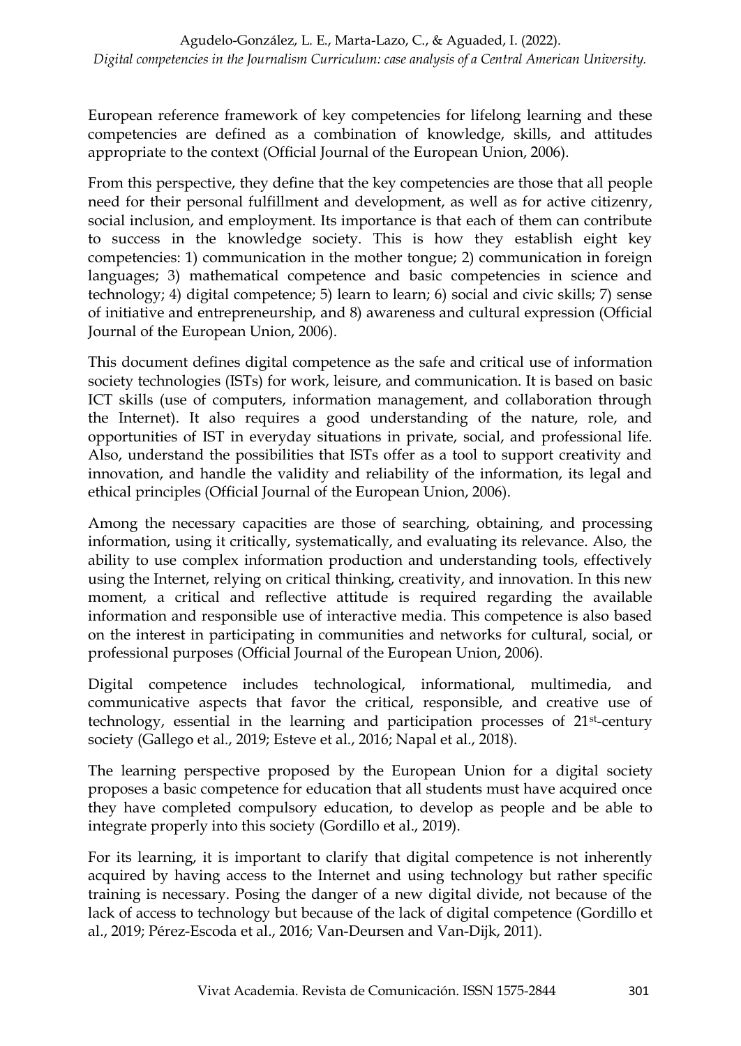European reference framework of key competencies for lifelong learning and these competencies are defined as a combination of knowledge, skills, and attitudes appropriate to the context (Official Journal of the European Union, 2006).

From this perspective, they define that the key competencies are those that all people need for their personal fulfillment and development, as well as for active citizenry, social inclusion, and employment. Its importance is that each of them can contribute to success in the knowledge society. This is how they establish eight key competencies: 1) communication in the mother tongue; 2) communication in foreign languages; 3) mathematical competence and basic competencies in science and technology; 4) digital competence; 5) learn to learn; 6) social and civic skills; 7) sense of initiative and entrepreneurship, and 8) awareness and cultural expression (Official Journal of the European Union, 2006).

This document defines digital competence as the safe and critical use of information society technologies (ISTs) for work, leisure, and communication. It is based on basic ICT skills (use of computers, information management, and collaboration through the Internet). It also requires a good understanding of the nature, role, and opportunities of IST in everyday situations in private, social, and professional life. Also, understand the possibilities that ISTs offer as a tool to support creativity and innovation, and handle the validity and reliability of the information, its legal and ethical principles (Official Journal of the European Union, 2006).

Among the necessary capacities are those of searching, obtaining, and processing information, using it critically, systematically, and evaluating its relevance. Also, the ability to use complex information production and understanding tools, effectively using the Internet, relying on critical thinking, creativity, and innovation. In this new moment, a critical and reflective attitude is required regarding the available information and responsible use of interactive media. This competence is also based on the interest in participating in communities and networks for cultural, social, or professional purposes (Official Journal of the European Union, 2006).

Digital competence includes technological, informational, multimedia, and communicative aspects that favor the critical, responsible, and creative use of technology, essential in the learning and participation processes of 21st-century society (Gallego et al., 2019; Esteve et al., 2016; Napal et al., 2018).

The learning perspective proposed by the European Union for a digital society proposes a basic competence for education that all students must have acquired once they have completed compulsory education, to develop as people and be able to integrate properly into this society (Gordillo et al., 2019).

For its learning, it is important to clarify that digital competence is not inherently acquired by having access to the Internet and using technology but rather specific training is necessary. Posing the danger of a new digital divide, not because of the lack of access to technology but because of the lack of digital competence (Gordillo et al., 2019; Pérez-Escoda et al., 2016; Van-Deursen and Van-Dijk, 2011).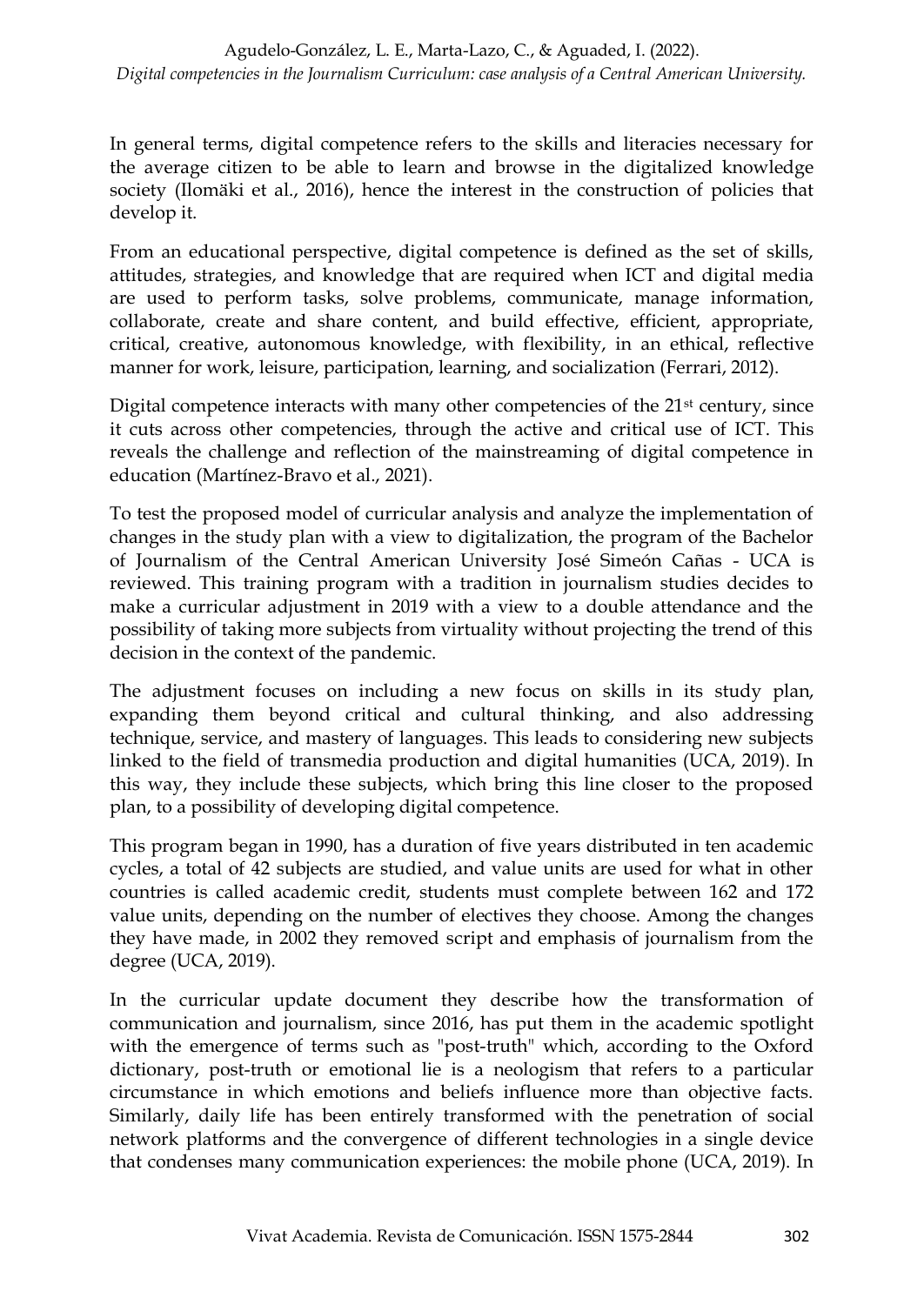In general terms, digital competence refers to the skills and literacies necessary for the average citizen to be able to learn and browse in the digitalized knowledge society (Ilomäki et al., 2016), hence the interest in the construction of policies that develop it.

From an educational perspective, digital competence is defined as the set of skills, attitudes, strategies, and knowledge that are required when ICT and digital media are used to perform tasks, solve problems, communicate, manage information, collaborate, create and share content, and build effective, efficient, appropriate, critical, creative, autonomous knowledge, with flexibility, in an ethical, reflective manner for work, leisure, participation, learning, and socialization (Ferrari, 2012).

Digital competence interacts with many other competencies of the 21st century, since it cuts across other competencies, through the active and critical use of ICT. This reveals the challenge and reflection of the mainstreaming of digital competence in education (Martínez-Bravo et al., 2021).

To test the proposed model of curricular analysis and analyze the implementation of changes in the study plan with a view to digitalization, the program of the Bachelor of Journalism of the Central American University José Simeón Cañas - UCA is reviewed. This training program with a tradition in journalism studies decides to make a curricular adjustment in 2019 with a view to a double attendance and the possibility of taking more subjects from virtuality without projecting the trend of this decision in the context of the pandemic.

The adjustment focuses on including a new focus on skills in its study plan, expanding them beyond critical and cultural thinking, and also addressing technique, service, and mastery of languages. This leads to considering new subjects linked to the field of transmedia production and digital humanities (UCA, 2019). In this way, they include these subjects, which bring this line closer to the proposed plan, to a possibility of developing digital competence.

This program began in 1990, has a duration of five years distributed in ten academic cycles, a total of 42 subjects are studied, and value units are used for what in other countries is called academic credit, students must complete between 162 and 172 value units, depending on the number of electives they choose. Among the changes they have made, in 2002 they removed script and emphasis of journalism from the degree (UCA, 2019).

In the curricular update document they describe how the transformation of communication and journalism, since 2016, has put them in the academic spotlight with the emergence of terms such as "post-truth" which, according to the Oxford dictionary, post-truth or emotional lie is a neologism that refers to a particular circumstance in which emotions and beliefs influence more than objective facts. Similarly, daily life has been entirely transformed with the penetration of social network platforms and the convergence of different technologies in a single device that condenses many communication experiences: the mobile phone (UCA, 2019). In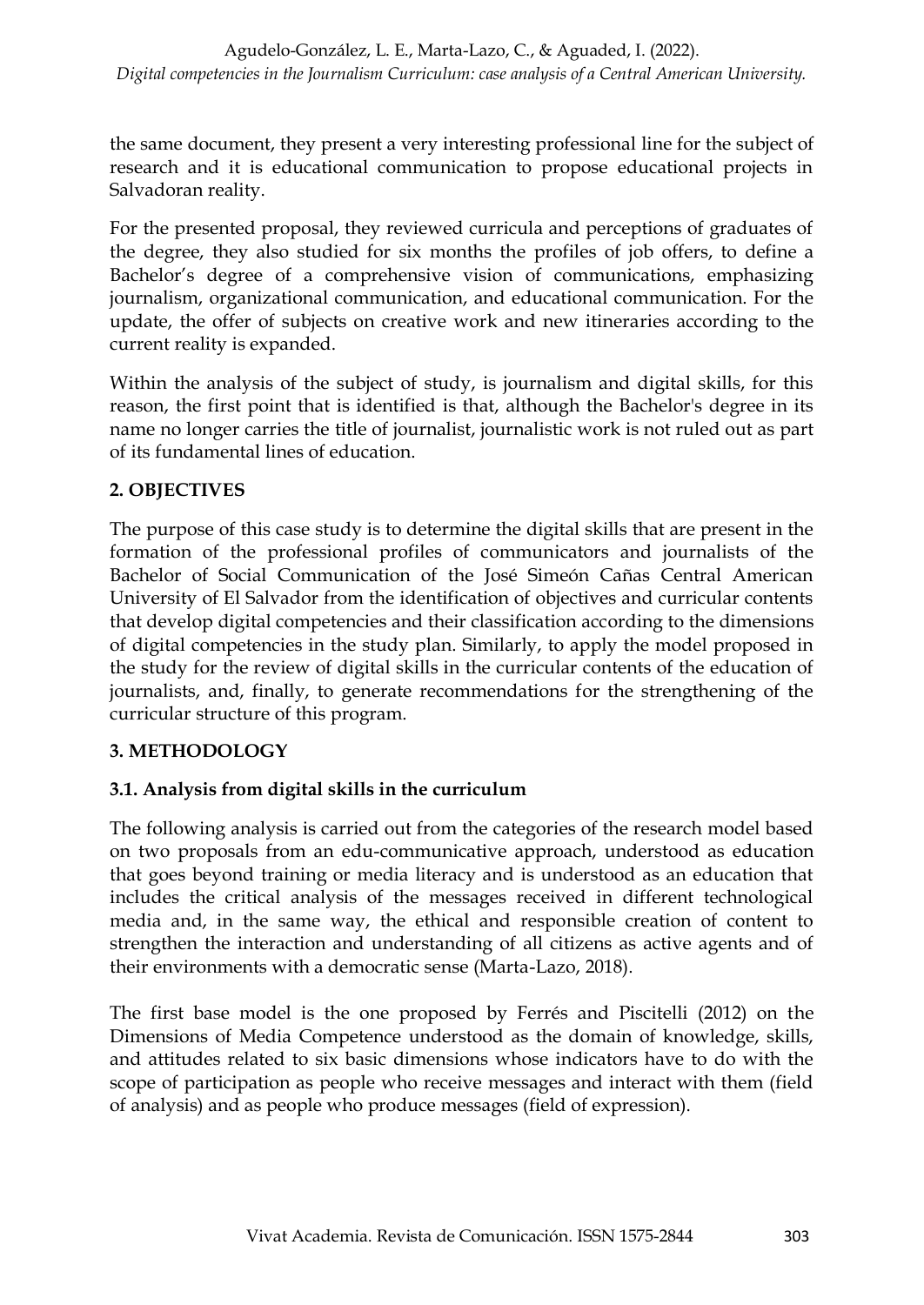the same document, they present a very interesting professional line for the subject of research and it is educational communication to propose educational projects in Salvadoran reality.

For the presented proposal, they reviewed curricula and perceptions of graduates of the degree, they also studied for six months the profiles of job offers, to define a Bachelor's degree of a comprehensive vision of communications, emphasizing journalism, organizational communication, and educational communication. For the update, the offer of subjects on creative work and new itineraries according to the current reality is expanded.

Within the analysis of the subject of study, is journalism and digital skills, for this reason, the first point that is identified is that, although the Bachelor's degree in its name no longer carries the title of journalist, journalistic work is not ruled out as part of its fundamental lines of education.

## 2. OBJECTIVES

The purpose of this case study is to determine the digital skills that are present in the formation of the professional profiles of communicators and journalists of the Bachelor of Social Communication of the José Simeón Cañas Central American University of El Salvador from the identification of objectives and curricular contents that develop digital competencies and their classification according to the dimensions of digital competencies in the study plan. Similarly, to apply the model proposed in the study for the review of digital skills in the curricular contents of the education of journalists, and, finally, to generate recommendations for the strengthening of the curricular structure of this program.

## 3. METHODOLOGY

### 3.1. Analysis from digital skills in the curriculum

The following analysis is carried out from the categories of the research model based on two proposals from an edu-communicative approach, understood as education that goes beyond training or media literacy and is understood as an education that includes the critical analysis of the messages received in different technological media and, in the same way, the ethical and responsible creation of content to strengthen the interaction and understanding of all citizens as active agents and of their environments with a democratic sense (Marta-Lazo, 2018).

The first base model is the one proposed by Ferrés and Piscitelli (2012) on the Dimensions of Media Competence understood as the domain of knowledge, skills, and attitudes related to six basic dimensions whose indicators have to do with the scope of participation as people who receive messages and interact with them (field of analysis) and as people who produce messages (field of expression).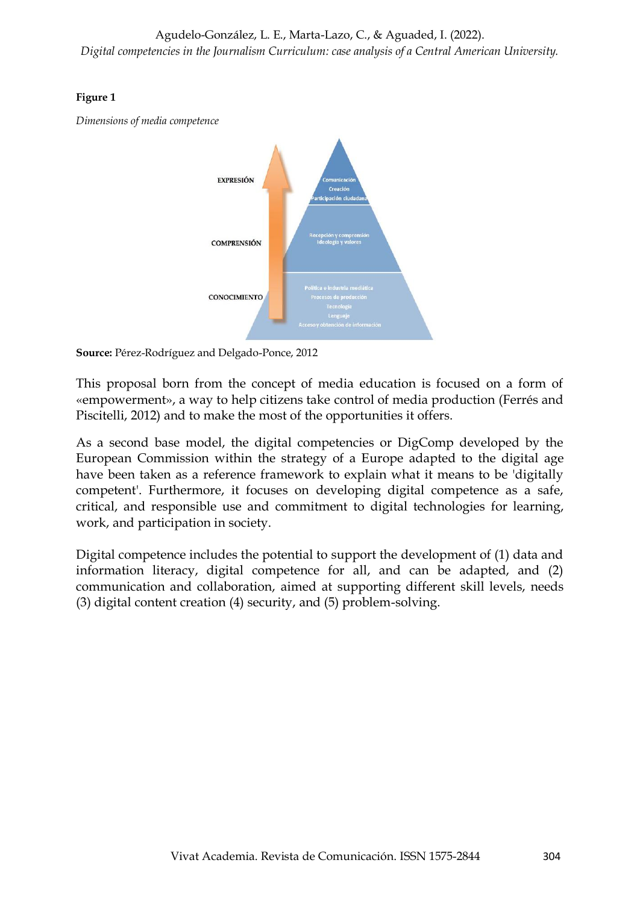**Figure 1**

*Dimensions of media competence*

EXPRESIÓN

Comunicación
Creación
Participación ciudadana

COMPRENSIÓN

Recepción y comprensión
Ideología y valores

CONOCIMIENTO

Política e industria mediática
Procesos de producción
Tecnología
Lenguaje
Acceso y obtención de información

**Source:** Pérez-Rodríguez and Delgado-Ponce, 2012

This proposal born from the concept of media education is focused on a form of «empowerment», a way to help citizens take control of media production (Ferrés and Piscitelli, 2012) and to make the most of the opportunities it offers.

As a second base model, the digital competencies or DigComp developed by the European Commission within the strategy of a Europe adapted to the digital age have been taken as a reference framework to explain what it means to be 'digitally competent'. Furthermore, it focuses on developing digital competence as a safe, critical, and responsible use and commitment to digital technologies for learning, work, and participation in society.

Digital competence includes the potential to support the development of (1) data and information literacy, digital competence for all, and can be adapted, and (2) communication and collaboration, aimed at supporting different skill levels, needs (3) digital content creation (4) security, and (5) problem-solving.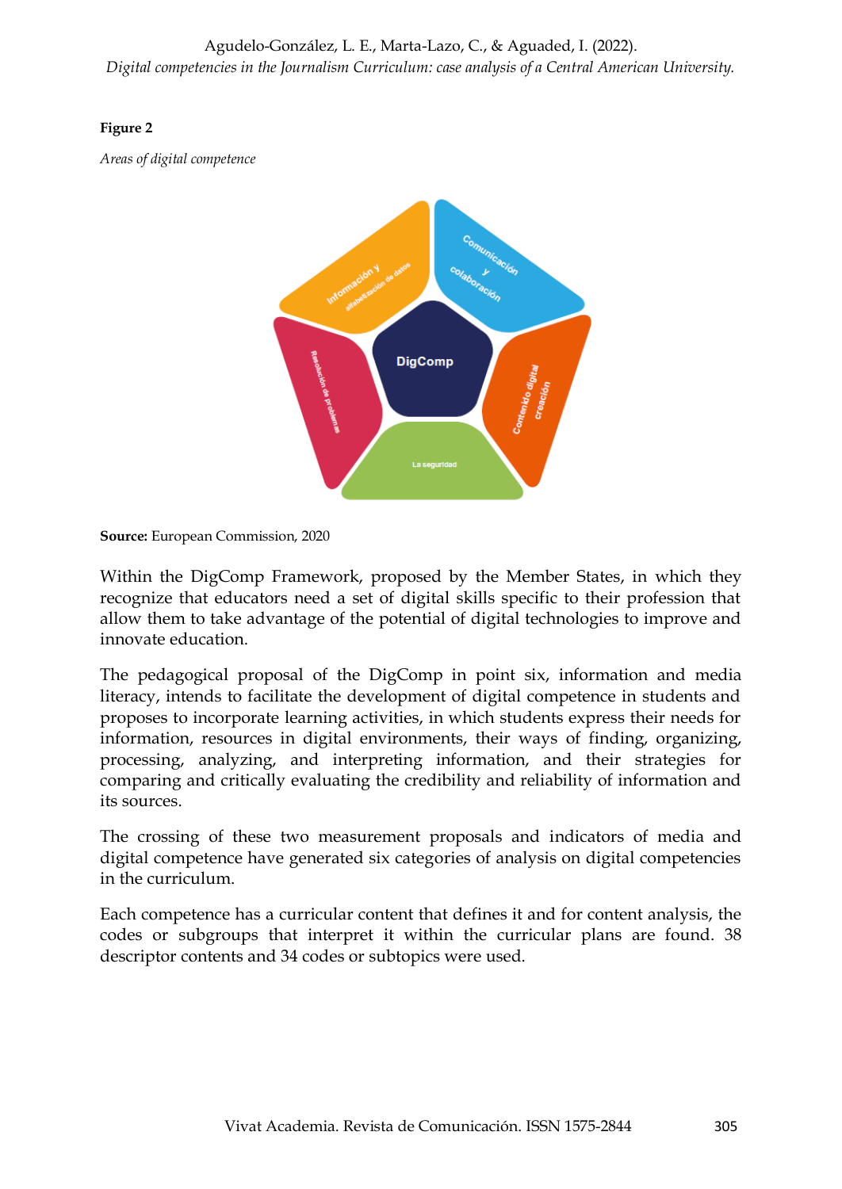**Figure 2**

*Areas of digital competence*

**Source:** European Commission, 2020

Within the DigComp Framework, proposed by the Member States, in which they recognize that educators need a set of digital skills specific to their profession that allow them to take advantage of the potential of digital technologies to improve and innovate education.

The pedagogical proposal of the DigComp in point six, information and media literacy, intends to facilitate the development of digital competence in students and proposes to incorporate learning activities, in which students express their needs for information, resources in digital environments, their ways of finding, organizing, processing, analyzing, and interpreting information, and their strategies for comparing and critically evaluating the credibility and reliability of information and its sources.

The crossing of these two measurement proposals and indicators of media and digital competence have generated six categories of analysis on digital competencies in the curriculum.

Each competence has a curricular content that defines it and for content analysis, the codes or subgroups that interpret it within the curricular plans are found. 38 descriptor contents and 34 codes or subtopics were used.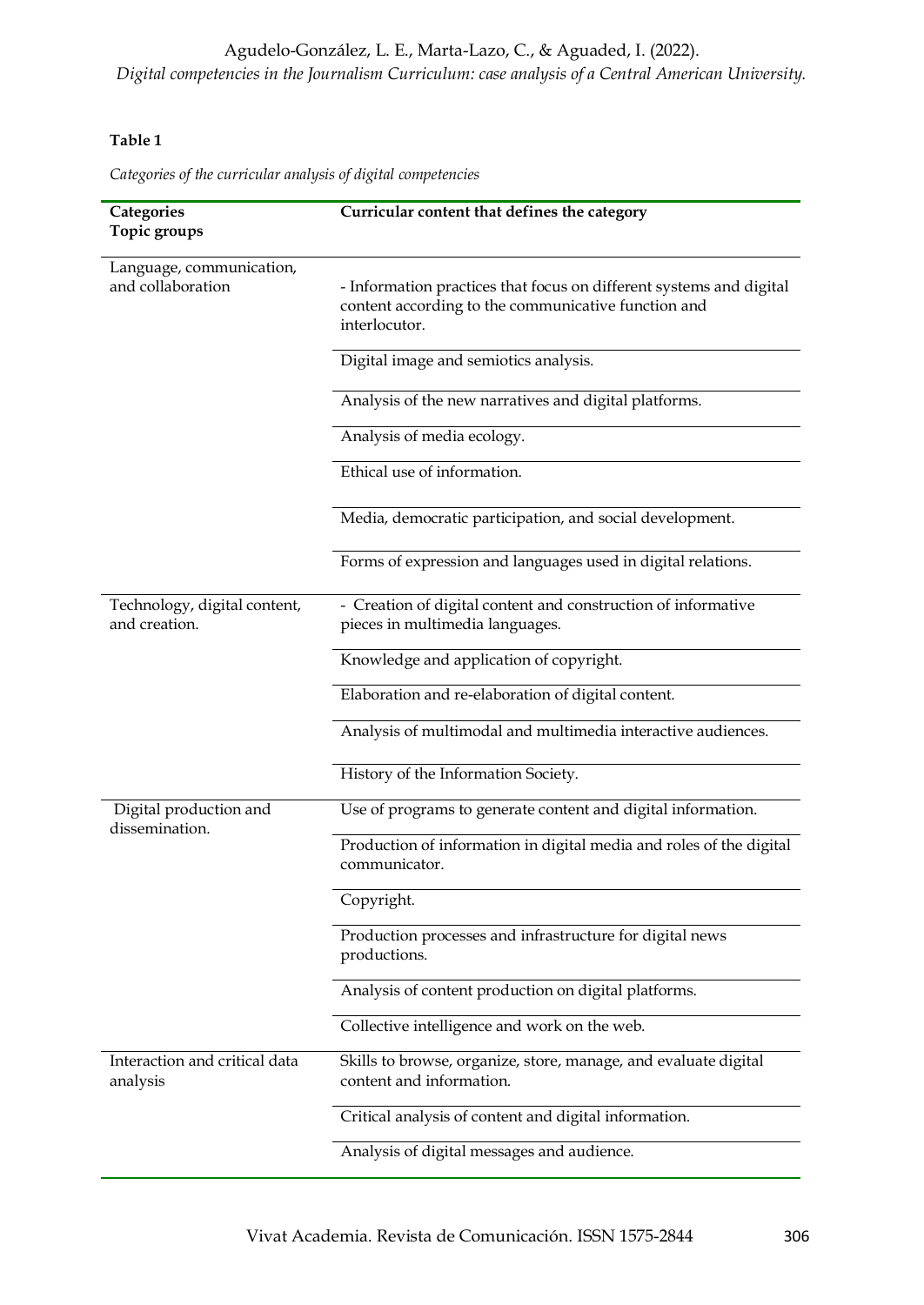**Table 1**

*Categories of the curricular analysis of digital competencies*

| Categories<br>Topic groups | Curricular content that defines the category |
|---|---|
| Language, communication, and collaboration | - Information practices that focus on different systems and digital content according to the communicative function and interlocutor. |
| | Digital image and semiotics analysis. |
| | Analysis of the new narratives and digital platforms. |
| | Analysis of media ecology. |
| | Ethical use of information. |
| | Media, democratic participation, and social development. |
| | Forms of expression and languages used in digital relations. |
| Technology, digital content, and creation. | - Creation of digital content and construction of informative pieces in multimedia languages. |
| | Knowledge and application of copyright. |
| | Elaboration and re-elaboration of digital content. |
| | Analysis of multimodal and multimedia interactive audiences. |
| | History of the Information Society. |
| Digital production and dissemination. | Use of programs to generate content and digital information. |
| | Production of information in digital media and roles of the digital communicator. |
| | Copyright. |
| | Production processes and infrastructure for digital news productions. |
| | Analysis of content production on digital platforms. |
| | Collective intelligence and work on the web. |
| Interaction and critical data analysis | Skills to browse, organize, store, manage, and evaluate digital content and information. |
| | Critical analysis of content and digital information. |
| | Analysis of digital messages and audience. |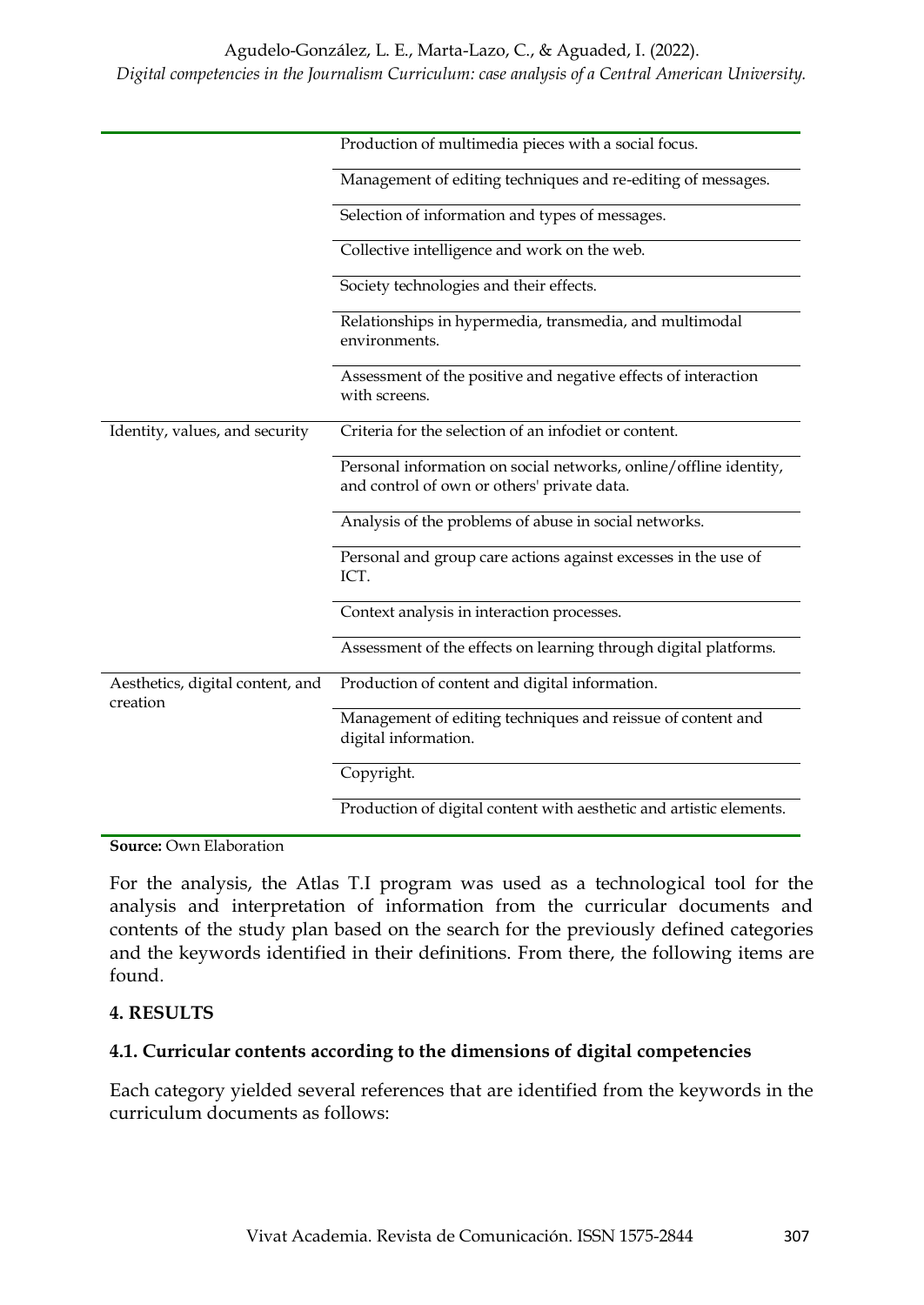| | |
|---|---|
| | Production of multimedia pieces with a social focus. |
| | Management of editing techniques and re-editing of messages. |
| | Selection of information and types of messages. |
| | Collective intelligence and work on the web. |
| | Society technologies and their effects. |
| | Relationships in hypermedia, transmedia, and multimodal environments. |
| | Assessment of the positive and negative effects of interaction with screens. |
| Identity, values, and security | Criteria for the selection of an infodiet or content. |
| | Personal information on social networks, online/offline identity, and control of own or others' private data. |
| | Analysis of the problems of abuse in social networks. |
| | Personal and group care actions against excesses in the use of ICT. |
| | Context analysis in interaction processes. |
| | Assessment of the effects on learning through digital platforms. |
| Aesthetics, digital content, and creation | Production of content and digital information. |
| | Management of editing techniques and reissue of content and digital information. |
| | Copyright. |
| | Production of digital content with aesthetic and artistic elements. |

**Source:** Own Elaboration

For the analysis, the Atlas T.I program was used as a technological tool for the analysis and interpretation of information from the curricular documents and contents of the study plan based on the search for the previously defined categories and the keywords identified in their definitions. From there, the following items are found.

## 4. RESULTS

### 4.1. Curricular contents according to the dimensions of digital competencies

Each category yielded several references that are identified from the keywords in the curriculum documents as follows: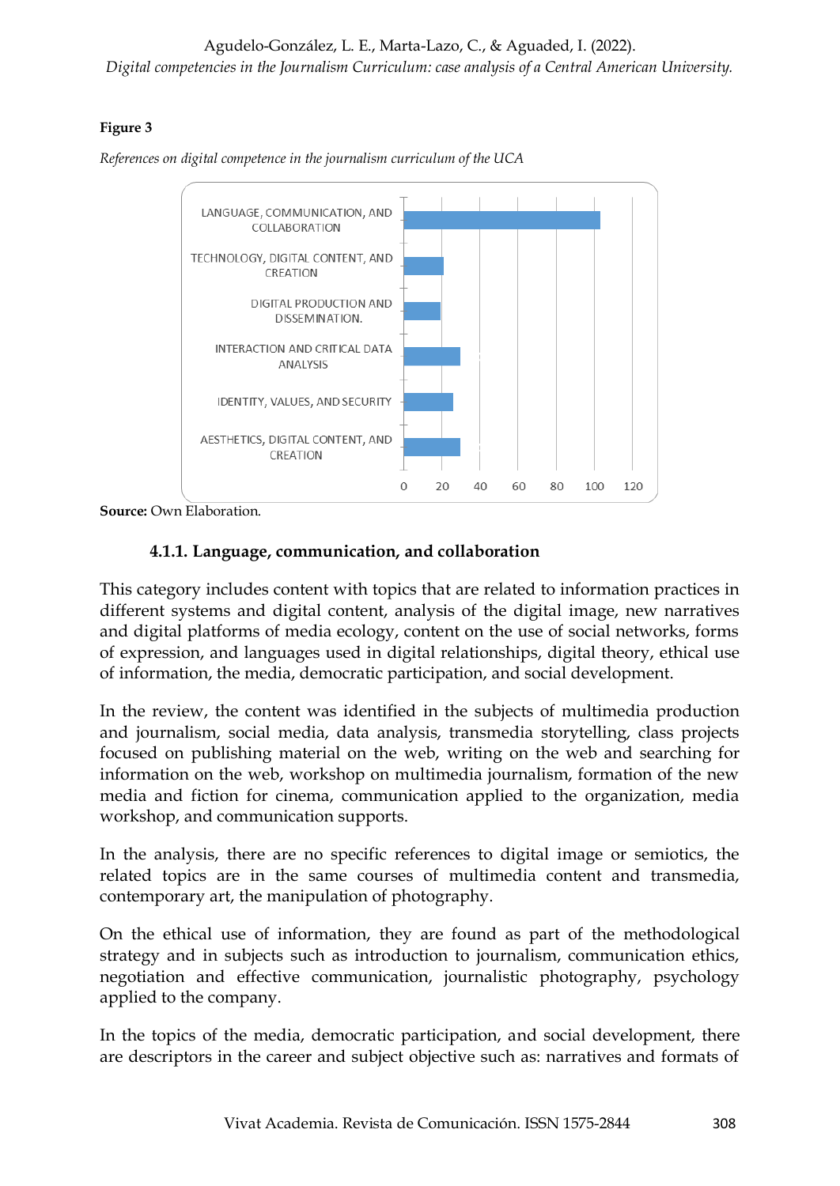**Figure 3**

*References on digital competence in the journalism curriculum of the UCA*

| Category | References (approx.) |
|---|---|
| LANGUAGE, COMMUNICATION, AND COLLABORATION | 103 |
| TECHNOLOGY, DIGITAL CONTENT, AND CREATION | 21 |
| DIGITAL PRODUCTION AND DISSEMINATION. | 19 |
| INTERACTION AND CRITICAL DATA ANALYSIS | 30 |
| IDENTITY, VALUES, AND SECURITY | 26 |
| AESTHETICS, DIGITAL CONTENT, AND CREATION | 30 |

**Source:** Own Elaboration.

#### 4.1.1. Language, communication, and collaboration

This category includes content with topics that are related to information practices in different systems and digital content, analysis of the digital image, new narratives and digital platforms of media ecology, content on the use of social networks, forms of expression, and languages used in digital relationships, digital theory, ethical use of information, the media, democratic participation, and social development.

In the review, the content was identified in the subjects of multimedia production and journalism, social media, data analysis, transmedia storytelling, class projects focused on publishing material on the web, writing on the web and searching for information on the web, workshop on multimedia journalism, formation of the new media and fiction for cinema, communication applied to the organization, media workshop, and communication supports.

In the analysis, there are no specific references to digital image or semiotics, the related topics are in the same courses of multimedia content and transmedia, contemporary art, the manipulation of photography.

On the ethical use of information, they are found as part of the methodological strategy and in subjects such as introduction to journalism, communication ethics, negotiation and effective communication, journalistic photography, psychology applied to the company.

In the topics of the media, democratic participation, and social development, there are descriptors in the career and subject objective such as: narratives and formats of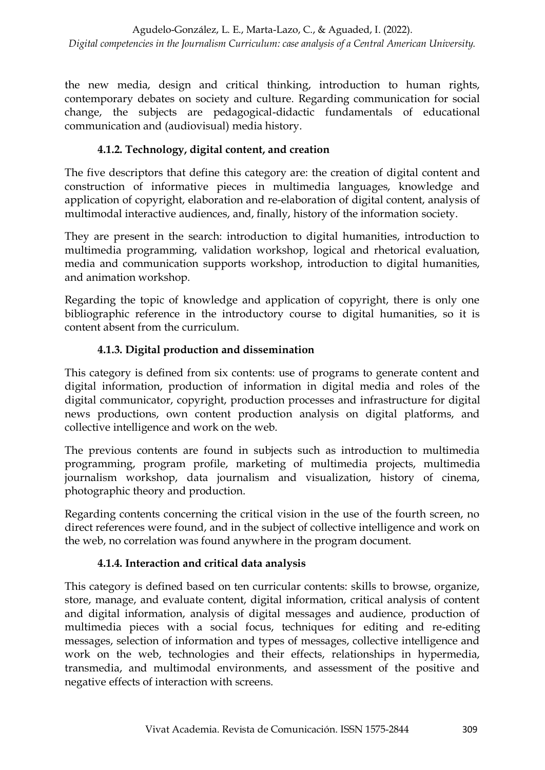the new media, design and critical thinking, introduction to human rights, contemporary debates on society and culture. Regarding communication for social change, the subjects are pedagogical-didactic fundamentals of educational communication and (audiovisual) media history.

#### 4.1.2. Technology, digital content, and creation

The five descriptors that define this category are: the creation of digital content and construction of informative pieces in multimedia languages, knowledge and application of copyright, elaboration and re-elaboration of digital content, analysis of multimodal interactive audiences, and, finally, history of the information society.

They are present in the search: introduction to digital humanities, introduction to multimedia programming, validation workshop, logical and rhetorical evaluation, media and communication supports workshop, introduction to digital humanities, and animation workshop.

Regarding the topic of knowledge and application of copyright, there is only one bibliographic reference in the introductory course to digital humanities, so it is content absent from the curriculum.

#### 4.1.3. Digital production and dissemination

This category is defined from six contents: use of programs to generate content and digital information, production of information in digital media and roles of the digital communicator, copyright, production processes and infrastructure for digital news productions, own content production analysis on digital platforms, and collective intelligence and work on the web.

The previous contents are found in subjects such as introduction to multimedia programming, program profile, marketing of multimedia projects, multimedia journalism workshop, data journalism and visualization, history of cinema, photographic theory and production.

Regarding contents concerning the critical vision in the use of the fourth screen, no direct references were found, and in the subject of collective intelligence and work on the web, no correlation was found anywhere in the program document.

#### 4.1.4. Interaction and critical data analysis

This category is defined based on ten curricular contents: skills to browse, organize, store, manage, and evaluate content, digital information, critical analysis of content and digital information, analysis of digital messages and audience, production of multimedia pieces with a social focus, techniques for editing and re-editing messages, selection of information and types of messages, collective intelligence and work on the web, technologies and their effects, relationships in hypermedia, transmedia, and multimodal environments, and assessment of the positive and negative effects of interaction with screens.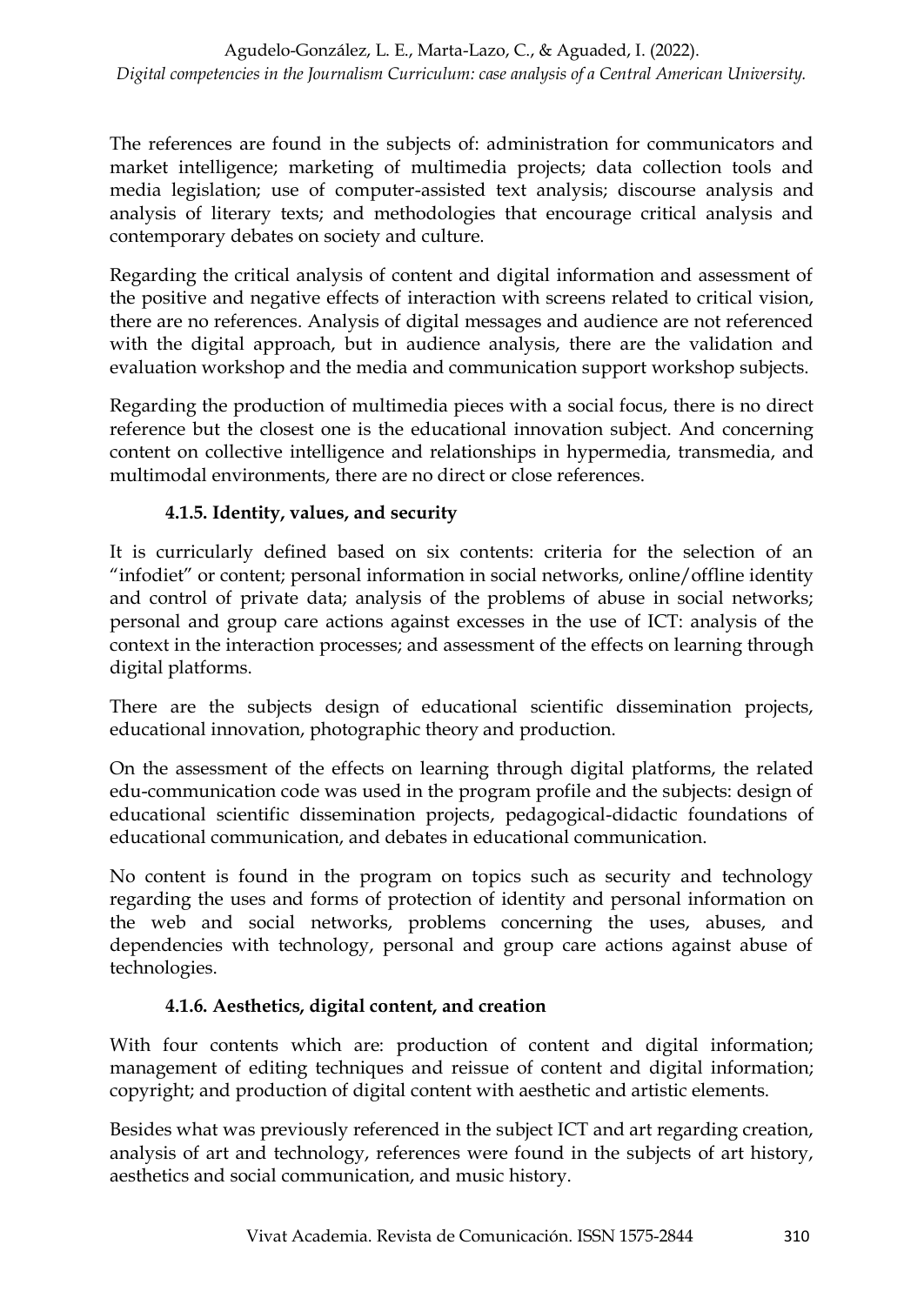The references are found in the subjects of: administration for communicators and market intelligence; marketing of multimedia projects; data collection tools and media legislation; use of computer-assisted text analysis; discourse analysis and analysis of literary texts; and methodologies that encourage critical analysis and contemporary debates on society and culture.

Regarding the critical analysis of content and digital information and assessment of the positive and negative effects of interaction with screens related to critical vision, there are no references. Analysis of digital messages and audience are not referenced with the digital approach, but in audience analysis, there are the validation and evaluation workshop and the media and communication support workshop subjects.

Regarding the production of multimedia pieces with a social focus, there is no direct reference but the closest one is the educational innovation subject. And concerning content on collective intelligence and relationships in hypermedia, transmedia, and multimodal environments, there are no direct or close references.

#### 4.1.5. Identity, values, and security

It is curricularly defined based on six contents: criteria for the selection of an "infodiet" or content; personal information in social networks, online/offline identity and control of private data; analysis of the problems of abuse in social networks; personal and group care actions against excesses in the use of ICT: analysis of the context in the interaction processes; and assessment of the effects on learning through digital platforms.

There are the subjects design of educational scientific dissemination projects, educational innovation, photographic theory and production.

On the assessment of the effects on learning through digital platforms, the related edu-communication code was used in the program profile and the subjects: design of educational scientific dissemination projects, pedagogical-didactic foundations of educational communication, and debates in educational communication.

No content is found in the program on topics such as security and technology regarding the uses and forms of protection of identity and personal information on the web and social networks, problems concerning the uses, abuses, and dependencies with technology, personal and group care actions against abuse of technologies.

#### 4.1.6. Aesthetics, digital content, and creation

With four contents which are: production of content and digital information; management of editing techniques and reissue of content and digital information; copyright; and production of digital content with aesthetic and artistic elements.

Besides what was previously referenced in the subject ICT and art regarding creation, analysis of art and technology, references were found in the subjects of art history, aesthetics and social communication, and music history.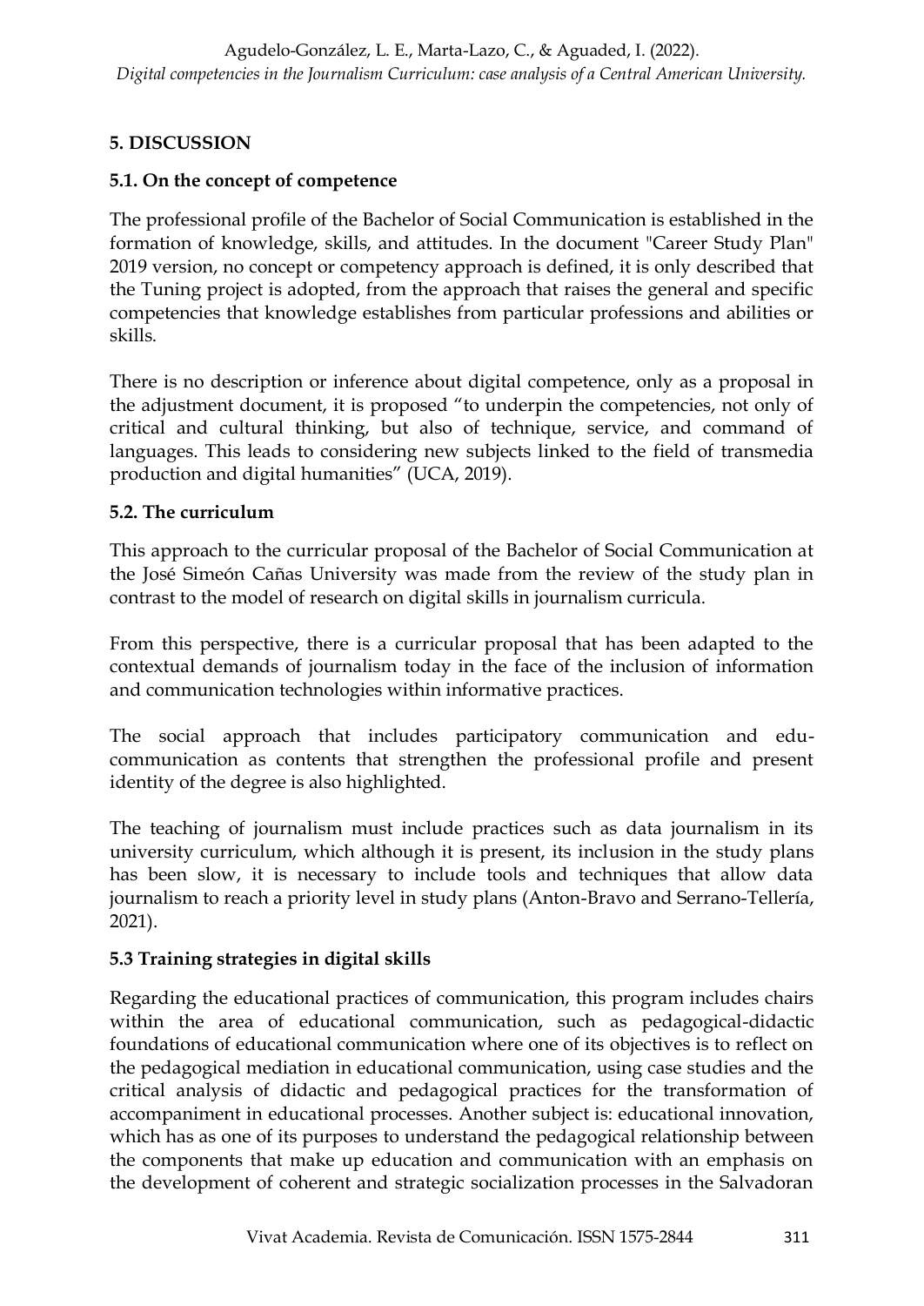## 5. DISCUSSION

### 5.1. On the concept of competence

The professional profile of the Bachelor of Social Communication is established in the formation of knowledge, skills, and attitudes. In the document "Career Study Plan" 2019 version, no concept or competency approach is defined, it is only described that the Tuning project is adopted, from the approach that raises the general and specific competencies that knowledge establishes from particular professions and abilities or skills.

There is no description or inference about digital competence, only as a proposal in the adjustment document, it is proposed "to underpin the competencies, not only of critical and cultural thinking, but also of technique, service, and command of languages. This leads to considering new subjects linked to the field of transmedia production and digital humanities" (UCA, 2019).

### 5.2. The curriculum

This approach to the curricular proposal of the Bachelor of Social Communication at the José Simeón Cañas University was made from the review of the study plan in contrast to the model of research on digital skills in journalism curricula.

From this perspective, there is a curricular proposal that has been adapted to the contextual demands of journalism today in the face of the inclusion of information and communication technologies within informative practices.

The social approach that includes participatory communication and edu-communication as contents that strengthen the professional profile and present identity of the degree is also highlighted.

The teaching of journalism must include practices such as data journalism in its university curriculum, which although it is present, its inclusion in the study plans has been slow, it is necessary to include tools and techniques that allow data journalism to reach a priority level in study plans (Anton-Bravo and Serrano-Tellería, 2021).

### 5.3 Training strategies in digital skills

Regarding the educational practices of communication, this program includes chairs within the area of educational communication, such as pedagogical-didactic foundations of educational communication where one of its objectives is to reflect on the pedagogical mediation in educational communication, using case studies and the critical analysis of didactic and pedagogical practices for the transformation of accompaniment in educational processes. Another subject is: educational innovation, which has as one of its purposes to understand the pedagogical relationship between the components that make up education and communication with an emphasis on the development of coherent and strategic socialization processes in the Salvadoran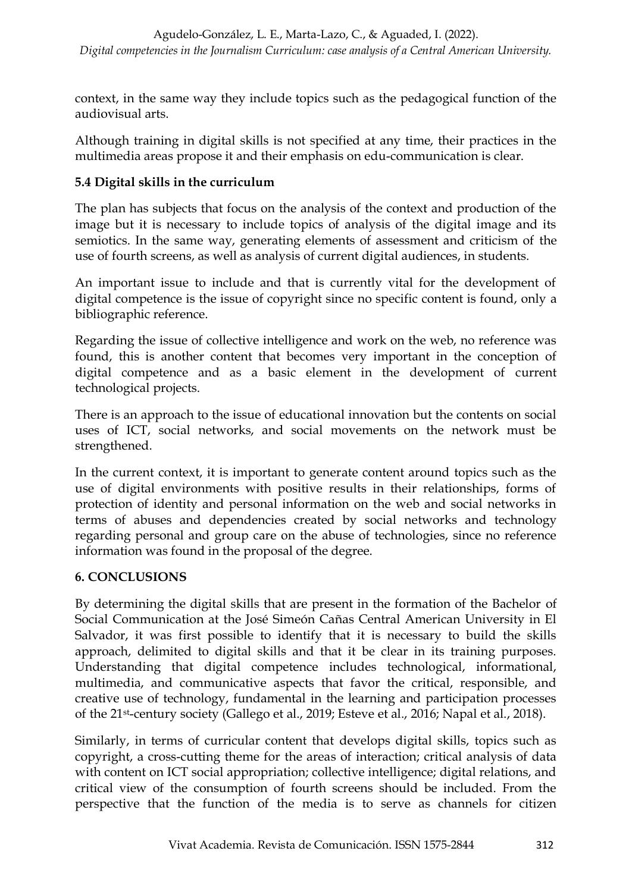context, in the same way they include topics such as the pedagogical function of the audiovisual arts.

Although training in digital skills is not specified at any time, their practices in the multimedia areas propose it and their emphasis on edu-communication is clear.

### 5.4 Digital skills in the curriculum

The plan has subjects that focus on the analysis of the context and production of the image but it is necessary to include topics of analysis of the digital image and its semiotics. In the same way, generating elements of assessment and criticism of the use of fourth screens, as well as analysis of current digital audiences, in students.

An important issue to include and that is currently vital for the development of digital competence is the issue of copyright since no specific content is found, only a bibliographic reference.

Regarding the issue of collective intelligence and work on the web, no reference was found, this is another content that becomes very important in the conception of digital competence and as a basic element in the development of current technological projects.

There is an approach to the issue of educational innovation but the contents on social uses of ICT, social networks, and social movements on the network must be strengthened.

In the current context, it is important to generate content around topics such as the use of digital environments with positive results in their relationships, forms of protection of identity and personal information on the web and social networks in terms of abuses and dependencies created by social networks and technology regarding personal and group care on the abuse of technologies, since no reference information was found in the proposal of the degree.

## 6. CONCLUSIONS

By determining the digital skills that are present in the formation of the Bachelor of Social Communication at the José Simeón Cañas Central American University in El Salvador, it was first possible to identify that it is necessary to build the skills approach, delimited to digital skills and that it be clear in its training purposes. Understanding that digital competence includes technological, informational, multimedia, and communicative aspects that favor the critical, responsible, and creative use of technology, fundamental in the learning and participation processes of the 21st-century society (Gallego et al., 2019; Esteve et al., 2016; Napal et al., 2018).

Similarly, in terms of curricular content that develops digital skills, topics such as copyright, a cross-cutting theme for the areas of interaction; critical analysis of data with content on ICT social appropriation; collective intelligence; digital relations, and critical view of the consumption of fourth screens should be included. From the perspective that the function of the media is to serve as channels for citizen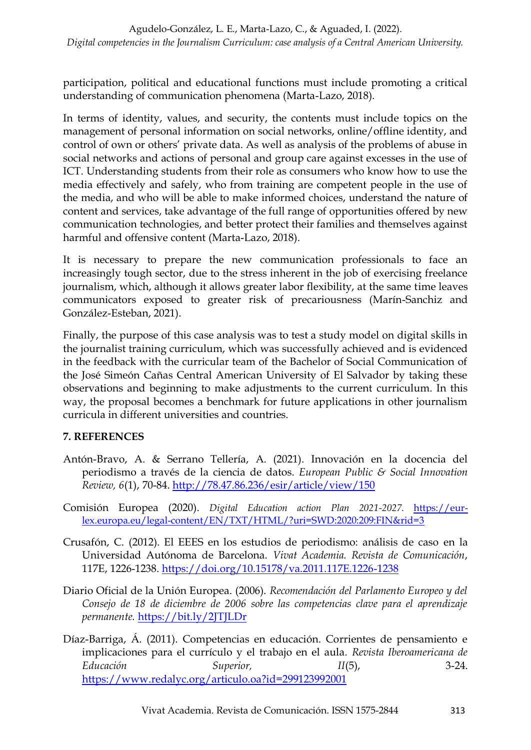participation, political and educational functions must include promoting a critical understanding of communication phenomena (Marta-Lazo, 2018).

In terms of identity, values, and security, the contents must include topics on the management of personal information on social networks, online/offline identity, and control of own or others' private data. As well as analysis of the problems of abuse in social networks and actions of personal and group care against excesses in the use of ICT. Understanding students from their role as consumers who know how to use the media effectively and safely, who from training are competent people in the use of the media, and who will be able to make informed choices, understand the nature of content and services, take advantage of the full range of opportunities offered by new communication technologies, and better protect their families and themselves against harmful and offensive content (Marta-Lazo, 2018).

It is necessary to prepare the new communication professionals to face an increasingly tough sector, due to the stress inherent in the job of exercising freelance journalism, which, although it allows greater labor flexibility, at the same time leaves communicators exposed to greater risk of precariousness (Marín-Sanchiz and González-Esteban, 2021).

Finally, the purpose of this case analysis was to test a study model on digital skills in the journalist training curriculum, which was successfully achieved and is evidenced in the feedback with the curricular team of the Bachelor of Social Communication of the José Simeón Cañas Central American University of El Salvador by taking these observations and beginning to make adjustments to the current curriculum. In this way, the proposal becomes a benchmark for future applications in other journalism curricula in different universities and countries.

## 7. REFERENCES

Antón-Bravo, A. & Serrano Tellería, A. (2021). Innovación en la docencia del periodismo a través de la ciencia de datos. *European Public & Social Innovation Review, 6*(1), 70-84. http://78.47.86.236/esir/article/view/150

Comisión Europea (2020). *Digital Education action Plan 2021-2027.* https://eur-lex.europa.eu/legal-content/EN/TXT/HTML/?uri=SWD:2020:209:FIN&rid=3

Crusafón, C. (2012). El EEES en los estudios de periodismo: análisis de caso en la Universidad Autónoma de Barcelona. *Vivat Academia. Revista de Comunicación*, 117E, 1226-1238. https://doi.org/10.15178/va.2011.117E.1226-1238

Diario Oficial de la Unión Europea. (2006). *Recomendación del Parlamento Europeo y del Consejo de 18 de diciembre de 2006 sobre las competencias clave para el aprendizaje permanente.* https://bit.ly/2JTJLDr

Díaz-Barriga, Á. (2011). Competencias en educación. Corrientes de pensamiento e implicaciones para el currículo y el trabajo en el aula. *Revista Iberoamericana de Educación Superior, II*(5), 3-24. https://www.redalyc.org/articulo.oa?id=299123992001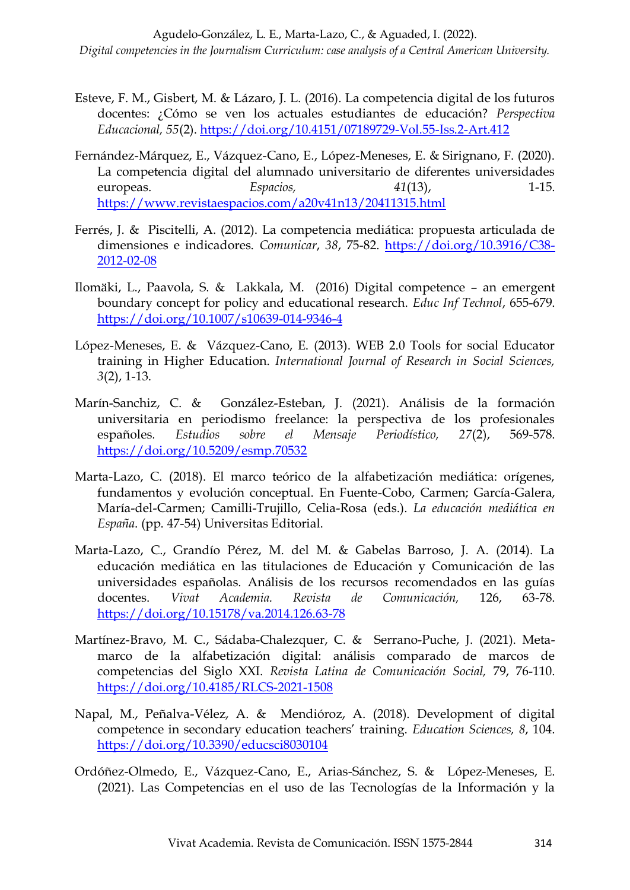Esteve, F. M., Gisbert, M. & Lázaro, J. L. (2016). La competencia digital de los futuros docentes: ¿Cómo se ven los actuales estudiantes de educación? *Perspectiva Educacional, 55*(2). https://doi.org/10.4151/07189729-Vol.55-Iss.2-Art.412

Fernández-Márquez, E., Vázquez-Cano, E., López-Meneses, E. & Sirignano, F. (2020). La competencia digital del alumnado universitario de diferentes universidades europeas. *Espacios, 41*(13), 1-15. https://www.revistaespacios.com/a20v41n13/20411315.html

Ferrés, J. & Piscitelli, A. (2012). La competencia mediática: propuesta articulada de dimensiones e indicadores. *Comunicar*, *38*, 75-82. https://doi.org/10.3916/C38-2012-02-08

Ilomäki, L., Paavola, S. & Lakkala, M. (2016) Digital competence – an emergent boundary concept for policy and educational research. *Educ Inf Technol*, 655-679. https://doi.org/10.1007/s10639-014-9346-4

López-Meneses, E. & Vázquez-Cano, E. (2013). WEB 2.0 Tools for social Educator training in Higher Education. *International Journal of Research in Social Sciences, 3*(2), 1-13.

Marín-Sanchiz, C. & González-Esteban, J. (2021). Análisis de la formación universitaria en periodismo freelance: la perspectiva de los profesionales españoles. *Estudios sobre el Mensaje Periodístico, 27*(2), 569-578. https://doi.org/10.5209/esmp.70532

Marta-Lazo, C. (2018). El marco teórico de la alfabetización mediática: orígenes, fundamentos y evolución conceptual. En Fuente-Cobo, Carmen; García-Galera, María-del-Carmen; Camilli-Trujillo, Celia-Rosa (eds.). *La educación mediática en España*. (pp. 47-54) Universitas Editorial.

Marta-Lazo, C., Grandío Pérez, M. del M. & Gabelas Barroso, J. A. (2014). La educación mediática en las titulaciones de Educación y Comunicación de las universidades españolas. Análisis de los recursos recomendados en las guías docentes. *Vivat Academia. Revista de Comunicación,* 126, 63-78. https://doi.org/10.15178/va.2014.126.63-78

Martínez-Bravo, M. C., Sádaba-Chalezquer, C. & Serrano-Puche, J. (2021). Meta-marco de la alfabetización digital: análisis comparado de marcos de competencias del Siglo XXI. *Revista Latina de Comunicación Social,* 79, 76-110. https://doi.org/10.4185/RLCS-2021-1508

Napal, M., Peñalva-Vélez, A. & Mendióroz, A. (2018). Development of digital competence in secondary education teachers' training. *Education Sciences, 8*, 104. https://doi.org/10.3390/educsci8030104

Ordóñez-Olmedo, E., Vázquez-Cano, E., Arias-Sánchez, S. & López-Meneses, E. (2021). Las Competencias en el uso de las Tecnologías de la Información y la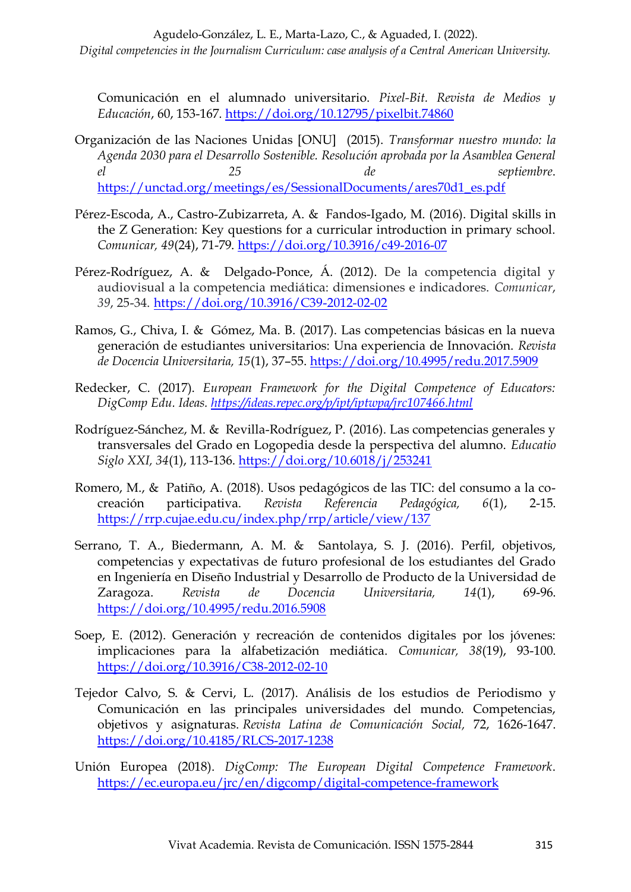Comunicación en el alumnado universitario. *Pixel-Bit. Revista de Medios y Educación*, 60, 153-167. https://doi.org/10.12795/pixelbit.74860

Organización de las Naciones Unidas [ONU] (2015). *Transformar nuestro mundo: la Agenda 2030 para el Desarrollo Sostenible. Resolución aprobada por la Asamblea General el 25 de septiembre*. https://unctad.org/meetings/es/SessionalDocuments/ares70d1_es.pdf

Pérez-Escoda, A., Castro-Zubizarreta, A. & Fandos-Igado, M. (2016). Digital skills in the Z Generation: Key questions for a curricular introduction in primary school. *Comunicar, 49*(24), 71-79. https://doi.org/10.3916/c49-2016-07

Pérez-Rodríguez, A. & Delgado-Ponce, Á. (2012). De la competencia digital y audiovisual a la competencia mediática: dimensiones e indicadores. *Comunicar*, *39*, 25-34. https://doi.org/10.3916/C39-2012-02-02

Ramos, G., Chiva, I. & Gómez, Ma. B. (2017). Las competencias básicas en la nueva generación de estudiantes universitarios: Una experiencia de Innovación. *Revista de Docencia Universitaria, 15*(1), 37–55. https://doi.org/10.4995/redu.2017.5909

Redecker, C. (2017). *European Framework for the Digital Competence of Educators: DigComp Edu. Ideas. https://ideas.repec.org/p/ipt/iptwpa/jrc107466.html*

Rodríguez-Sánchez, M. & Revilla-Rodríguez, P. (2016). Las competencias generales y transversales del Grado en Logopedia desde la perspectiva del alumno. *Educatio Siglo XXI, 34*(1), 113-136. https://doi.org/10.6018/j/253241

Romero, M., & Patiño, A. (2018). Usos pedagógicos de las TIC: del consumo a la co-creación participativa. *Revista Referencia Pedagógica, 6*(1), 2-15. https://rrp.cujae.edu.cu/index.php/rrp/article/view/137

Serrano, T. A., Biedermann, A. M. & Santolaya, S. J. (2016). Perfil, objetivos, competencias y expectativas de futuro profesional de los estudiantes del Grado en Ingeniería en Diseño Industrial y Desarrollo de Producto de la Universidad de Zaragoza. *Revista de Docencia Universitaria, 14*(1), 69-96. https://doi.org/10.4995/redu.2016.5908

Soep, E. (2012). Generación y recreación de contenidos digitales por los jóvenes: implicaciones para la alfabetización mediática. *Comunicar, 38*(19), 93-100. https://doi.org/10.3916/C38-2012-02-10

Tejedor Calvo, S. & Cervi, L. (2017). Análisis de los estudios de Periodismo y Comunicación en las principales universidades del mundo. Competencias, objetivos y asignaturas. *Revista Latina de Comunicación Social,* 72, 1626-1647. https://doi.org/10.4185/RLCS-2017-1238

Unión Europea (2018). *DigComp: The European Digital Competence Framework*. https://ec.europa.eu/jrc/en/digcomp/digital-competence-framework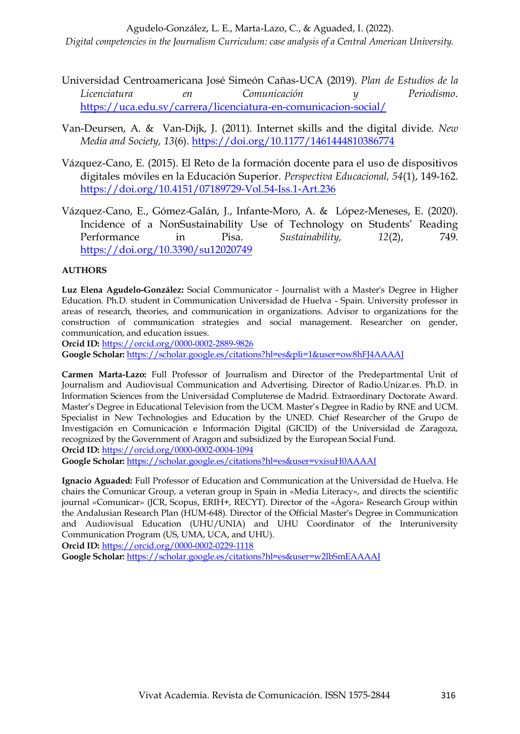Universidad Centroamericana José Simeón Cañas-UCA (2019). *Plan de Estudios de la Licenciatura en Comunicación y Periodismo*. https://uca.edu.sv/carrera/licenciatura-en-comunicacion-social/

Van-Deursen, A. & Van-Dijk, J. (2011). Internet skills and the digital divide. *New Media and Society, 13*(6). https://doi.org/10.1177/1461444810386774

Vázquez-Cano, E. (2015). El Reto de la formación docente para el uso de dispositivos digitales móviles en la Educación Superior. *Perspectiva Educacional, 54*(1), 149-162. https://doi.org/10.4151/07189729-Vol.54-Iss.1-Art.236

Vázquez-Cano, E., Gómez-Galán, J., Infante-Moro, A. & López-Meneses, E. (2020). Incidence of a NonSustainability Use of Technology on Students' Reading Performance in Pisa. *Sustainability, 12*(2), 749. https://doi.org/10.3390/su12020749

**AUTHORS**

**Luz Elena Agudelo-González:** Social Communicator - Journalist with a Master's Degree in Higher Education. Ph.D. student in Communication Universidad de Huelva - Spain. University professor in areas of research, theories, and communication in organizations. Advisor to organizations for the construction of communication strategies and social management. Researcher on gender, communication, and education issues.
**Orcid ID:** https://orcid.org/0000-0002-2889-9826
**Google Scholar:** https://scholar.google.es/citations?hl=es&pli=1&user=ow8hFJ4AAAAJ

**Carmen Marta-Lazo:** Full Professor of Journalism and Director of the Predepartmental Unit of Journalism and Audiovisual Communication and Advertising. Director of Radio.Unizar.es. Ph.D. in Information Sciences from the Universidad Complutense de Madrid. Extraordinary Doctorate Award. Master's Degree in Educational Television from the UCM. Master's Degree in Radio by RNE and UCM. Specialist in New Technologies and Education by the UNED. Chief Researcher of the Grupo de Investigación en Comunicación e Información Digital (GICID) of the Universidad de Zaragoza, recognized by the Government of Aragon and subsidized by the European Social Fund.
**Orcid ID:** https://orcid.org/0000-0002-0004-1094
**Google Scholar:** https://scholar.google.es/citations?hl=es&user=vxisuH0AAAAJ

**Ignacio Aguaded:** Full Professor of Education and Communication at the Universidad de Huelva. He chairs the Comunicar Group, a veteran group in Spain in «Media Literacy», and directs the scientific journal «Comunicar» (JCR, Scopus, ERIH+, RECYT). Director of the «Ágora» Research Group within the Andalusian Research Plan (HUM-648). Director of the Official Master's Degree in Communication and Audiovisual Education (UHU/UNIA) and UHU Coordinator of the Interuniversity Communication Program (US, UMA, UCA, and UHU).
**Orcid ID:** https://orcid.org/0000-0002-0229-1118
**Google Scholar:** https://scholar.google.es/citations?hl=es&user=w2lbSmEAAAAJ